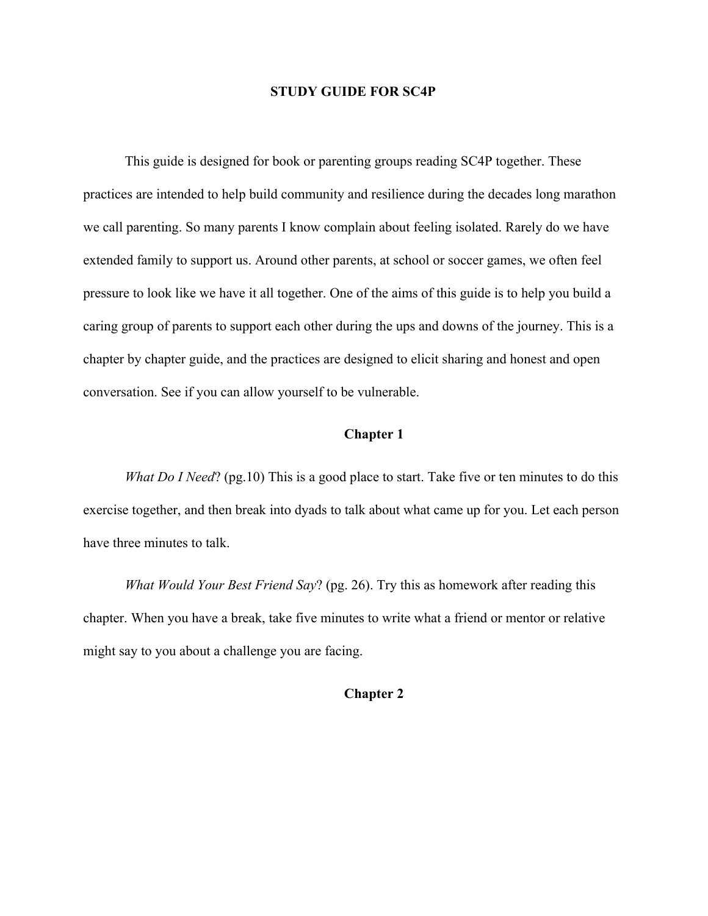# STUDY GUIDE FOR SC4P

This guide is designed for book or parenting groups reading SC4P together. These practices are intended to help build community and resilience during the decades long marathon we call parenting. So many parents I know complain about feeling isolated. Rarely do we have extended family to support us. Around other parents, at school or soccer games, we often feel pressure to look like we have it all together. One of the aims of this guide is to help you build a caring group of parents to support each other during the ups and downs of the journey. This is a chapter by chapter guide, and the practices are designed to elicit sharing and honest and open conversation. See if you can allow yourself to be vulnerable.

## Chapter 1

*What Do I Need*? (pg.10) This is a good place to start. Take five or ten minutes to do this exercise together, and then break into dyads to talk about what came up for you. Let each person have three minutes to talk.

*What Would Your Best Friend Say*? (pg. 26). Try this as homework after reading this chapter. When you have a break, take five minutes to write what a friend or mentor or relative might say to you about a challenge you are facing.

## Chapter 2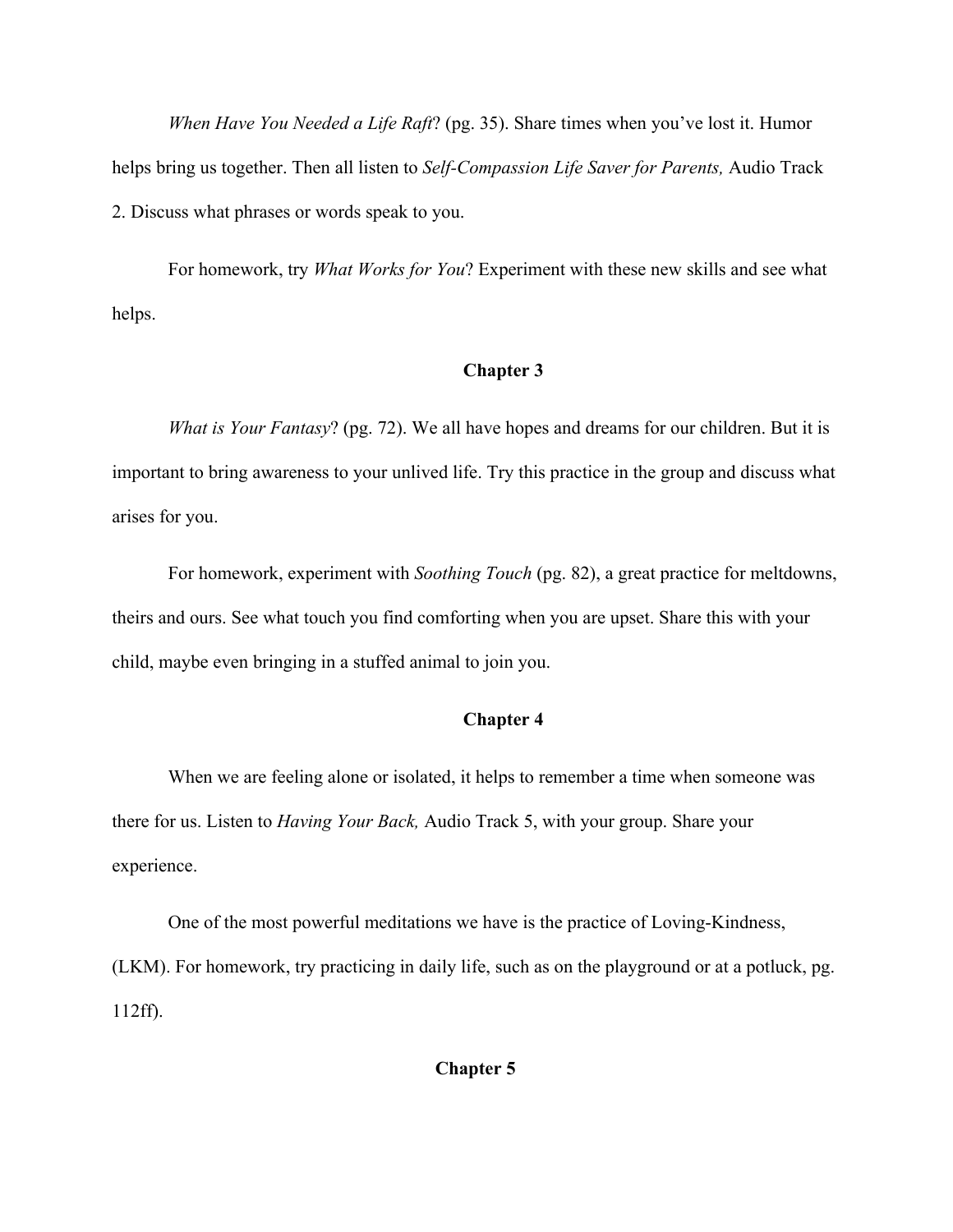*When Have You Needed a Life Raft*? (pg. 35). Share times when you've lost it. Humor helps bring us together. Then all listen to *Self-Compassion Life Saver for Parents,* Audio Track 2. Discuss what phrases or words speak to you.

For homework, try *What Works for You*? Experiment with these new skills and see what helps.

## Chapter 3

*What is Your Fantasy*? (pg. 72). We all have hopes and dreams for our children. But it is important to bring awareness to your unlived life. Try this practice in the group and discuss what arises for you.

For homework, experiment with *Soothing Touch* (pg. 82), a great practice for meltdowns, theirs and ours. See what touch you find comforting when you are upset. Share this with your child, maybe even bringing in a stuffed animal to join you.

## Chapter 4

When we are feeling alone or isolated, it helps to remember a time when someone was there for us. Listen to *Having Your Back,* Audio Track 5, with your group. Share your experience.

One of the most powerful meditations we have is the practice of Loving-Kindness, (LKM). For homework, try practicing in daily life, such as on the playground or at a potluck, pg. 112ff).

## Chapter 5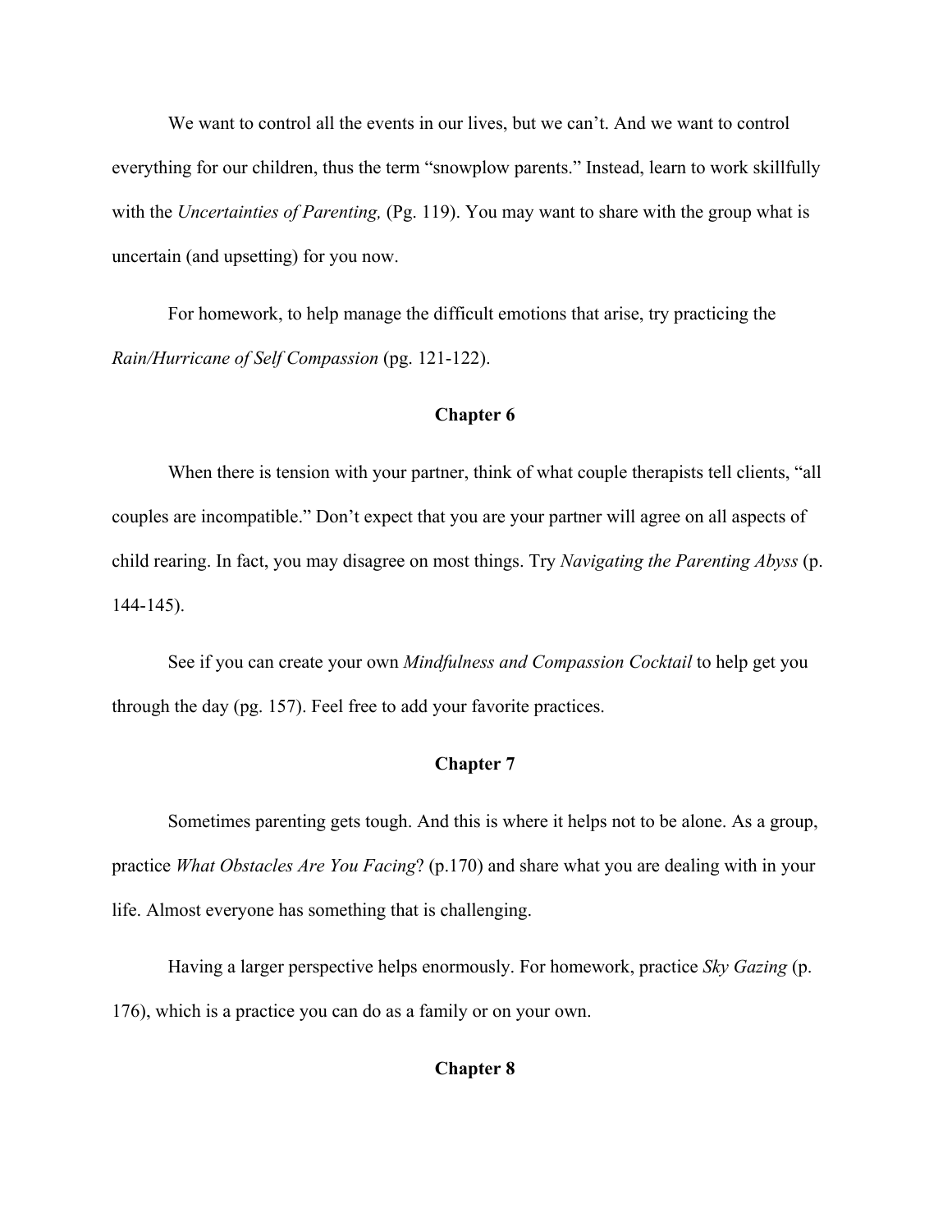We want to control all the events in our lives, but we can't. And we want to control everything for our children, thus the term "snowplow parents." Instead, learn to work skillfully with the *Uncertainties of Parenting,* (Pg. 119). You may want to share with the group what is uncertain (and upsetting) for you now.

For homework, to help manage the difficult emotions that arise, try practicing the *Rain/Hurricane of Self Compassion* (pg. 121-122).

## Chapter 6

When there is tension with your partner, think of what couple therapists tell clients, "all couples are incompatible." Don't expect that you are your partner will agree on all aspects of child rearing. In fact, you may disagree on most things. Try *Navigating the Parenting Abyss* (p. 144-145).

See if you can create your own *Mindfulness and Compassion Cocktail* to help get you through the day (pg. 157). Feel free to add your favorite practices.

## Chapter 7

Sometimes parenting gets tough. And this is where it helps not to be alone. As a group, practice *What Obstacles Are You Facing*? (p.170) and share what you are dealing with in your life. Almost everyone has something that is challenging.

Having a larger perspective helps enormously. For homework, practice *Sky Gazing* (p. 176), which is a practice you can do as a family or on your own.

## Chapter 8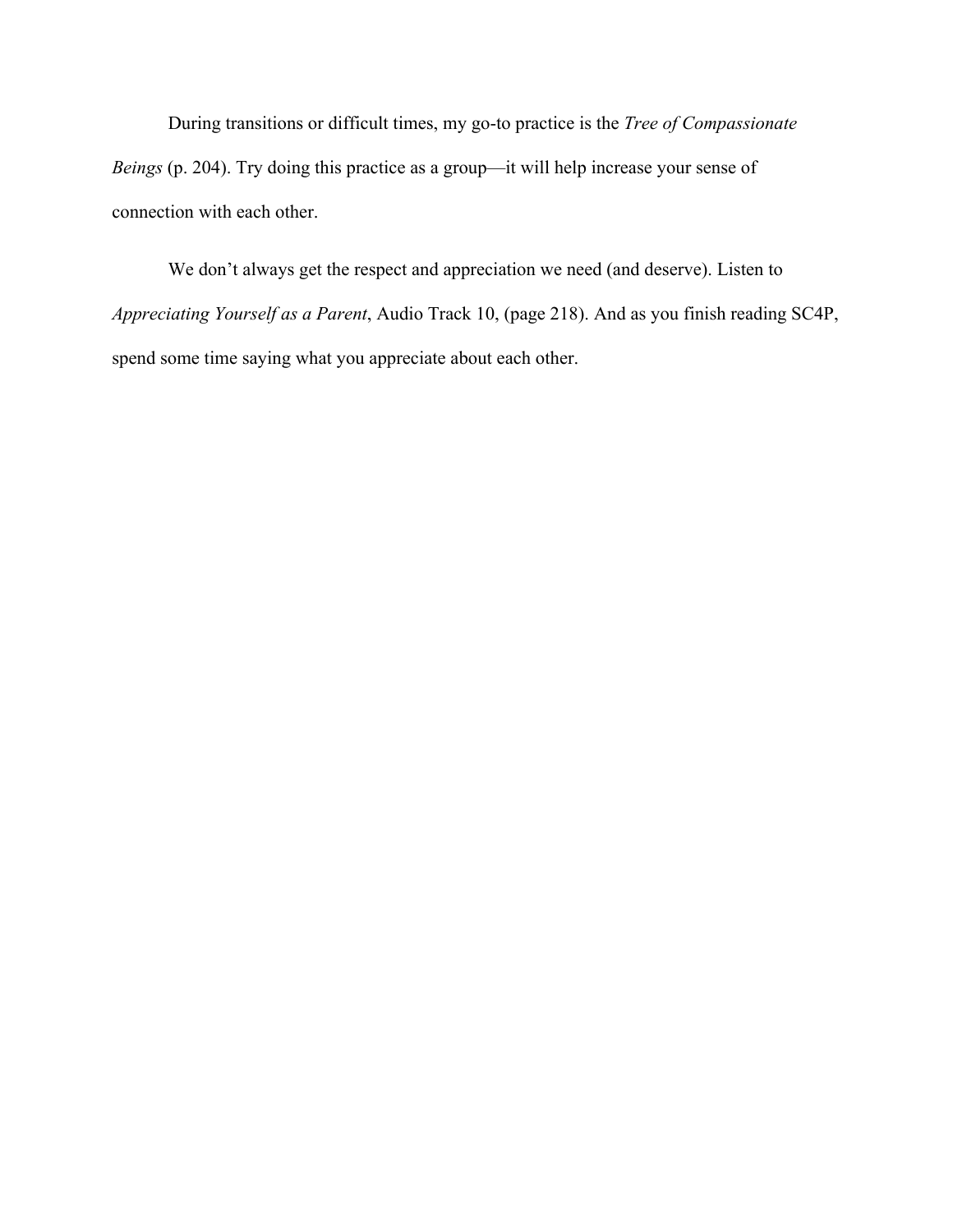During transitions or difficult times, my go-to practice is the *Tree of Compassionate Beings* (p. 204). Try doing this practice as a group—it will help increase your sense of connection with each other.

We don't always get the respect and appreciation we need (and deserve). Listen to *Appreciating Yourself as a Parent*, Audio Track 10, (page 218). And as you finish reading SC4P, spend some time saying what you appreciate about each other.